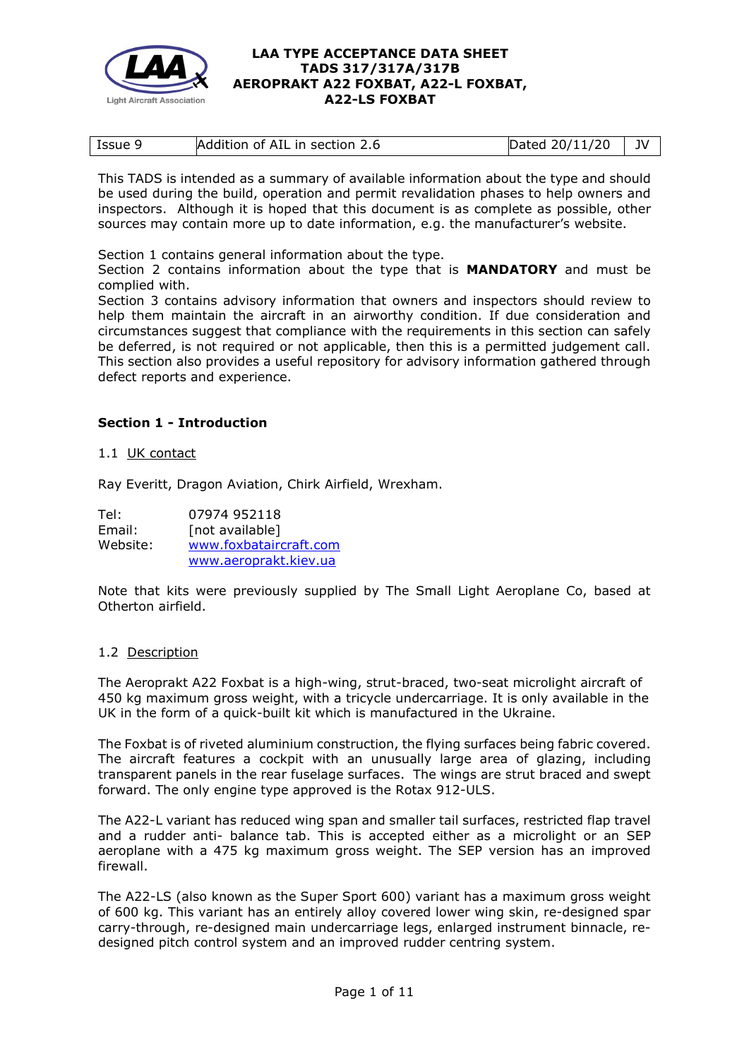# LAA TYPE ACCEPTANCE DATA SHEET
# TADS 317/317A/317B
# AEROPRAKT A22 FOXBAT, A22-L FOXBAT, A22-LS FOXBAT

| Issue 9 | Addition of AIL in section 2.6 | Dated 20/11/20 | JV |
|---|---|---|---|

This TADS is intended as a summary of available information about the type and should be used during the build, operation and permit revalidation phases to help owners and inspectors. Although it is hoped that this document is as complete as possible, other sources may contain more up to date information, e.g. the manufacturer's website.

Section 1 contains general information about the type.
Section 2 contains information about the type that is **MANDATORY** and must be complied with.
Section 3 contains advisory information that owners and inspectors should review to help them maintain the aircraft in an airworthy condition. If due consideration and circumstances suggest that compliance with the requirements in this section can safely be deferred, is not required or not applicable, then this is a permitted judgement call. This section also provides a useful repository for advisory information gathered through defect reports and experience.

## Section 1 - Introduction

### 1.1 UK contact

Ray Everitt, Dragon Aviation, Chirk Airfield, Wrexham.

Tel: 07974 952118
Email: [not available]
Website: www.foxbataircraft.com
www.aeroprakt.kiev.ua

Note that kits were previously supplied by The Small Light Aeroplane Co, based at Otherton airfield.

### 1.2 Description

The Aeroprakt A22 Foxbat is a high-wing, strut-braced, two-seat microlight aircraft of 450 kg maximum gross weight, with a tricycle undercarriage. It is only available in the UK in the form of a quick-built kit which is manufactured in the Ukraine.

The Foxbat is of riveted aluminium construction, the flying surfaces being fabric covered. The aircraft features a cockpit with an unusually large area of glazing, including transparent panels in the rear fuselage surfaces. The wings are strut braced and swept forward. The only engine type approved is the Rotax 912-ULS.

The A22-L variant has reduced wing span and smaller tail surfaces, restricted flap travel and a rudder anti- balance tab. This is accepted either as a microlight or an SEP aeroplane with a 475 kg maximum gross weight. The SEP version has an improved firewall.

The A22-LS (also known as the Super Sport 600) variant has a maximum gross weight of 600 kg. This variant has an entirely alloy covered lower wing skin, re-designed spar carry-through, re-designed main undercarriage legs, enlarged instrument binnacle, re-designed pitch control system and an improved rudder centring system.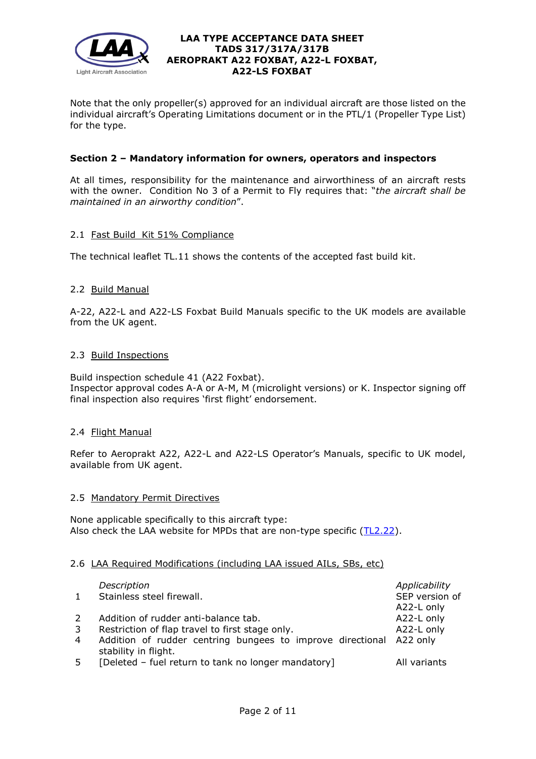Note that the only propeller(s) approved for an individual aircraft are those listed on the individual aircraft's Operating Limitations document or in the PTL/1 (Propeller Type List) for the type.

## Section 2 – Mandatory information for owners, operators and inspectors

At all times, responsibility for the maintenance and airworthiness of an aircraft rests with the owner. Condition No 3 of a Permit to Fly requires that: "*the aircraft shall be maintained in an airworthy condition*".

### 2.1 Fast Build Kit 51% Compliance

The technical leaflet TL.11 shows the contents of the accepted fast build kit.

### 2.2 Build Manual

A-22, A22-L and A22-LS Foxbat Build Manuals specific to the UK models are available from the UK agent.

### 2.3 Build Inspections

Build inspection schedule 41 (A22 Foxbat).
Inspector approval codes A-A or A-M, M (microlight versions) or K. Inspector signing off final inspection also requires 'first flight' endorsement.

### 2.4 Flight Manual

Refer to Aeroprakt A22, A22-L and A22-LS Operator's Manuals, specific to UK model, available from UK agent.

### 2.5 Mandatory Permit Directives

None applicable specifically to this aircraft type:
Also check the LAA website for MPDs that are non-type specific (TL2.22).

### 2.6 LAA Required Modifications (including LAA issued AILs, SBs, etc)

| | *Description* | *Applicability* |
|---|---|---|
| 1 | Stainless steel firewall. | SEP version of A22-L only |
| 2 | Addition of rudder anti-balance tab. | A22-L only |
| 3 | Restriction of flap travel to first stage only. | A22-L only |
| 4 | Addition of rudder centring bungees to improve directional stability in flight. | A22 only |
| 5 | [Deleted – fuel return to tank no longer mandatory] | All variants |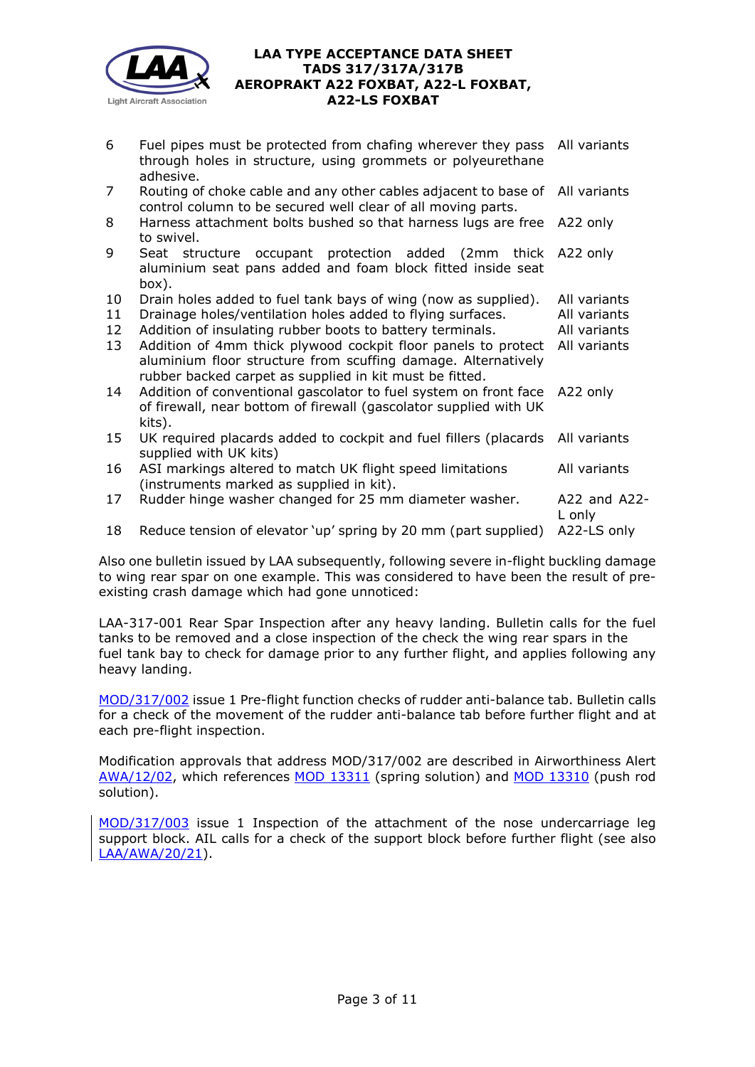| | | |
|---|---|---|
| 6 | Fuel pipes must be protected from chafing wherever they pass through holes in structure, using grommets or polyeurethane adhesive. | All variants |
| 7 | Routing of choke cable and any other cables adjacent to base of control column to be secured well clear of all moving parts. | All variants |
| 8 | Harness attachment bolts bushed so that harness lugs are free to swivel. | A22 only |
| 9 | Seat structure occupant protection added (2mm thick aluminium seat pans added and foam block fitted inside seat box). | A22 only |
| 10 | Drain holes added to fuel tank bays of wing (now as supplied). | All variants |
| 11 | Drainage holes/ventilation holes added to flying surfaces. | All variants |
| 12 | Addition of insulating rubber boots to battery terminals. | All variants |
| 13 | Addition of 4mm thick plywood cockpit floor panels to protect aluminium floor structure from scuffing damage. Alternatively rubber backed carpet as supplied in kit must be fitted. | All variants |
| 14 | Addition of conventional gascolator to fuel system on front face of firewall, near bottom of firewall (gascolator supplied with UK kits). | A22 only |
| 15 | UK required placards added to cockpit and fuel fillers (placards supplied with UK kits) | All variants |
| 16 | ASI markings altered to match UK flight speed limitations (instruments marked as supplied in kit). | All variants |
| 17 | Rudder hinge washer changed for 25 mm diameter washer. | A22 and A22-L only |
| 18 | Reduce tension of elevator 'up' spring by 20 mm (part supplied) | A22-LS only |

Also one bulletin issued by LAA subsequently, following severe in-flight buckling damage to wing rear spar on one example. This was considered to have been the result of pre-existing crash damage which had gone unnoticed:

LAA-317-001 Rear Spar Inspection after any heavy landing. Bulletin calls for the fuel tanks to be removed and a close inspection of the check the wing rear spars in the fuel tank bay to check for damage prior to any further flight, and applies following any heavy landing.

MOD/317/002 issue 1 Pre-flight function checks of rudder anti-balance tab. Bulletin calls for a check of the movement of the rudder anti-balance tab before further flight and at each pre-flight inspection.

Modification approvals that address MOD/317/002 are described in Airworthiness Alert AWA/12/02, which references MOD 13311 (spring solution) and MOD 13310 (push rod solution).

MOD/317/003 issue 1 Inspection of the attachment of the nose undercarriage leg support block. AIL calls for a check of the support block before further flight (see also LAA/AWA/20/21).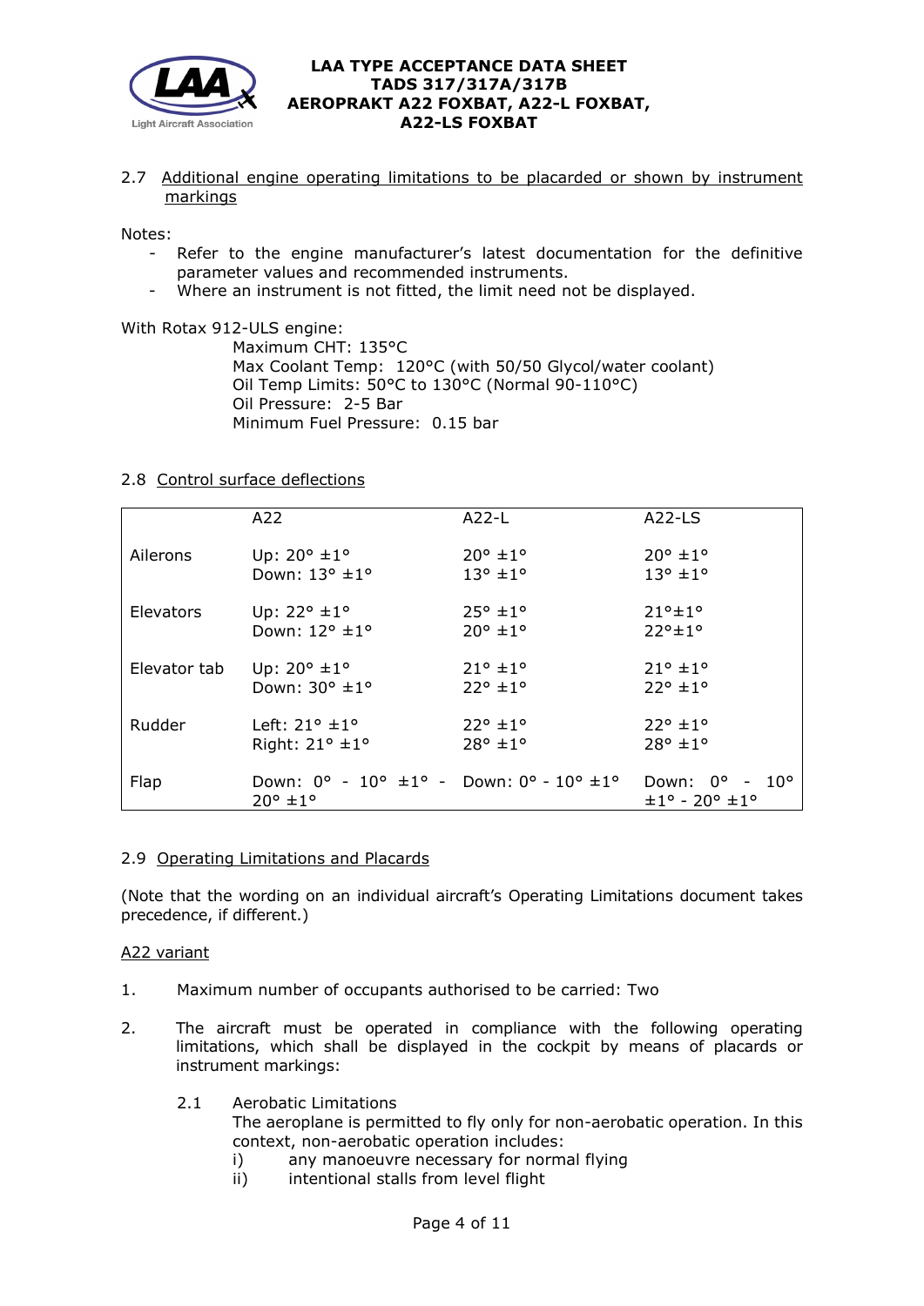### 2.7 Additional engine operating limitations to be placarded or shown by instrument markings

Notes:
- Refer to the engine manufacturer's latest documentation for the definitive parameter values and recommended instruments.
- Where an instrument is not fitted, the limit need not be displayed.

With Rotax 912-ULS engine:

Maximum CHT: 135°C
Max Coolant Temp: 120°C (with 50/50 Glycol/water coolant)
Oil Temp Limits: 50°C to 130°C (Normal 90-110°C)
Oil Pressure: 2-5 Bar
Minimum Fuel Pressure: 0.15 bar

### 2.8 Control surface deflections

| | A22 | A22-L | A22-LS |
|---|---|---|---|
| Ailerons | Up: 20° ±1°<br>Down: 13° ±1° | 20° ±1°<br>13° ±1° | 20° ±1°<br>13° ±1° |
| Elevators | Up: 22° ±1°<br>Down: 12° ±1° | 25° ±1°<br>20° ±1° | 21°±1°<br>22°±1° |
| Elevator tab | Up: 20° ±1°<br>Down: 30° ±1° | 21° ±1°<br>22° ±1° | 21° ±1°<br>22° ±1° |
| Rudder | Left: 21° ±1°<br>Right: 21° ±1° | 22° ±1°<br>28° ±1° | 22° ±1°<br>28° ±1° |
| Flap | Down: 0° - 10° ±1° - 20° ±1° | Down: 0° - 10° ±1° | Down: 0° - 10° ±1° - 20° ±1° |

### 2.9 Operating Limitations and Placards

(Note that the wording on an individual aircraft's Operating Limitations document takes precedence, if different.)

A22 variant

1. Maximum number of occupants authorised to be carried: Two

2. The aircraft must be operated in compliance with the following operating limitations, which shall be displayed in the cockpit by means of placards or instrument markings:

   2.1 Aerobatic Limitations
   The aeroplane is permitted to fly only for non-aerobatic operation. In this context, non-aerobatic operation includes:
   i) any manoeuvre necessary for normal flying
   ii) intentional stalls from level flight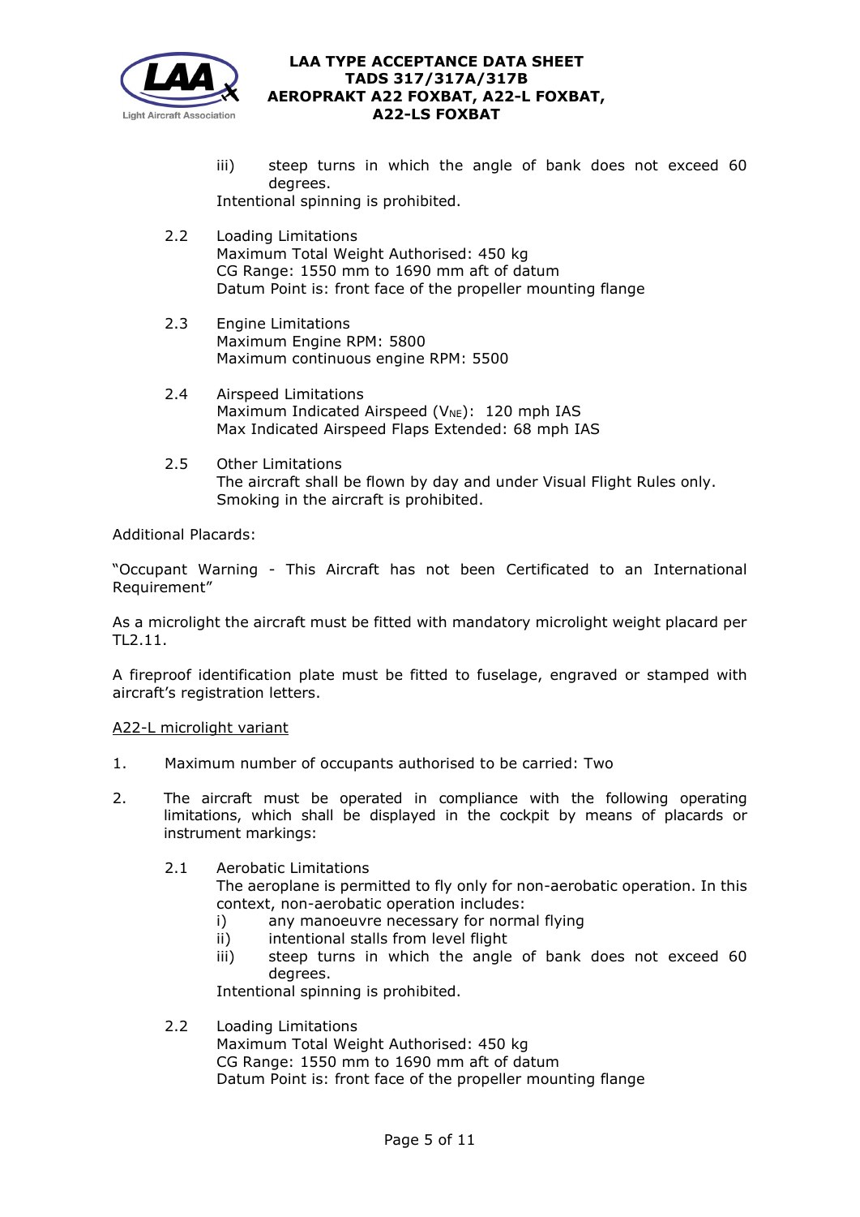iii) steep turns in which the angle of bank does not exceed 60 degrees.

Intentional spinning is prohibited.

2.2 Loading Limitations
Maximum Total Weight Authorised: 450 kg
CG Range: 1550 mm to 1690 mm aft of datum
Datum Point is: front face of the propeller mounting flange

2.3 Engine Limitations
Maximum Engine RPM: 5800
Maximum continuous engine RPM: 5500

2.4 Airspeed Limitations
Maximum Indicated Airspeed ($V_{NE}$): 120 mph IAS
Max Indicated Airspeed Flaps Extended: 68 mph IAS

2.5 Other Limitations
The aircraft shall be flown by day and under Visual Flight Rules only.
Smoking in the aircraft is prohibited.

Additional Placards:

"Occupant Warning - This Aircraft has not been Certificated to an International Requirement"

As a microlight the aircraft must be fitted with mandatory microlight weight placard per TL2.11.

A fireproof identification plate must be fitted to fuselage, engraved or stamped with aircraft's registration letters.

<u>A22-L microlight variant</u>

1. Maximum number of occupants authorised to be carried: Two

2. The aircraft must be operated in compliance with the following operating limitations, which shall be displayed in the cockpit by means of placards or instrument markings:

2.1 Aerobatic Limitations
The aeroplane is permitted to fly only for non-aerobatic operation. In this context, non-aerobatic operation includes:
   i) any manoeuvre necessary for normal flying
   ii) intentional stalls from level flight
   iii) steep turns in which the angle of bank does not exceed 60 degrees.

Intentional spinning is prohibited.

2.2 Loading Limitations
Maximum Total Weight Authorised: 450 kg
CG Range: 1550 mm to 1690 mm aft of datum
Datum Point is: front face of the propeller mounting flange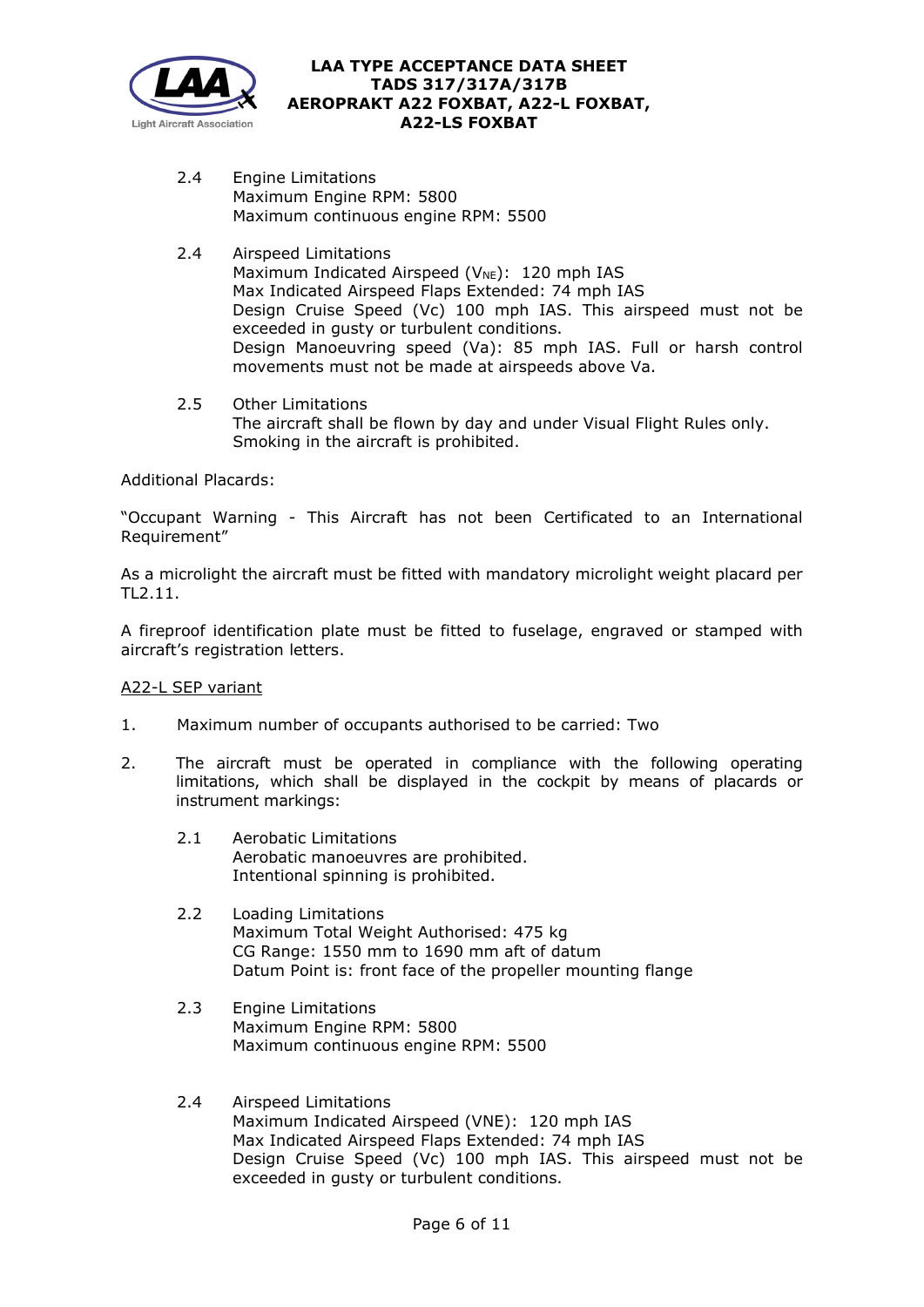2.4 Engine Limitations
Maximum Engine RPM: 5800
Maximum continuous engine RPM: 5500

2.4 Airspeed Limitations
Maximum Indicated Airspeed ($V_{NE}$): 120 mph IAS
Max Indicated Airspeed Flaps Extended: 74 mph IAS
Design Cruise Speed (Vc) 100 mph IAS. This airspeed must not be exceeded in gusty or turbulent conditions.
Design Manoeuvring speed (Va): 85 mph IAS. Full or harsh control movements must not be made at airspeeds above Va.

2.5 Other Limitations
The aircraft shall be flown by day and under Visual Flight Rules only.
Smoking in the aircraft is prohibited.

Additional Placards:

"Occupant Warning - This Aircraft has not been Certificated to an International Requirement"

As a microlight the aircraft must be fitted with mandatory microlight weight placard per TL2.11.

A fireproof identification plate must be fitted to fuselage, engraved or stamped with aircraft's registration letters.

<u>A22-L SEP variant</u>

1. Maximum number of occupants authorised to be carried: Two

2. The aircraft must be operated in compliance with the following operating limitations, which shall be displayed in the cockpit by means of placards or instrument markings:

2.1 Aerobatic Limitations
Aerobatic manoeuvres are prohibited.
Intentional spinning is prohibited.

2.2 Loading Limitations
Maximum Total Weight Authorised: 475 kg
CG Range: 1550 mm to 1690 mm aft of datum
Datum Point is: front face of the propeller mounting flange

2.3 Engine Limitations
Maximum Engine RPM: 5800
Maximum continuous engine RPM: 5500

2.4 Airspeed Limitations
Maximum Indicated Airspeed (VNE): 120 mph IAS
Max Indicated Airspeed Flaps Extended: 74 mph IAS
Design Cruise Speed (Vc) 100 mph IAS. This airspeed must not be exceeded in gusty or turbulent conditions.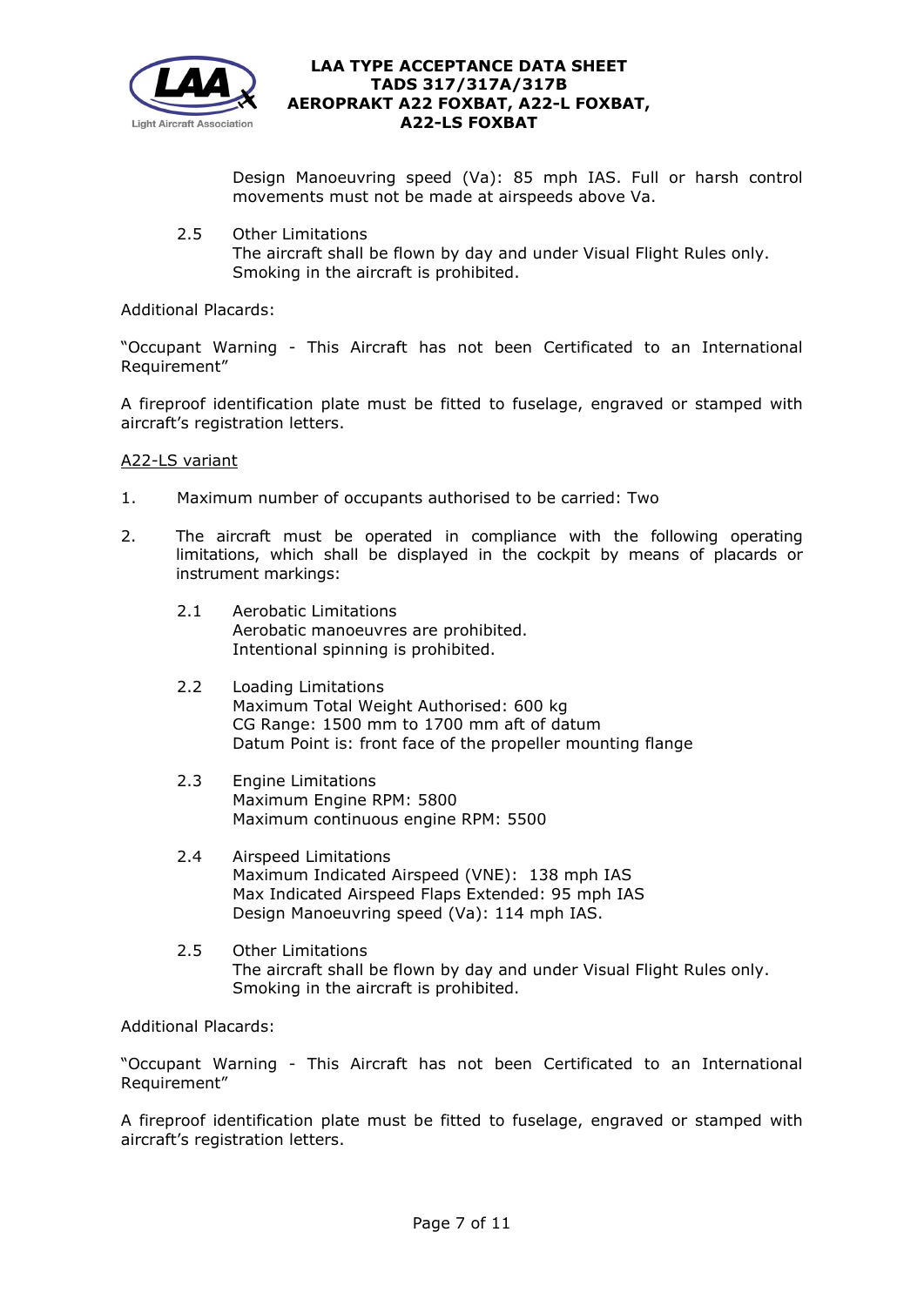Design Manoeuvring speed (Va): 85 mph IAS. Full or harsh control movements must not be made at airspeeds above Va.

2.5 Other Limitations
The aircraft shall be flown by day and under Visual Flight Rules only.
Smoking in the aircraft is prohibited.

Additional Placards:

"Occupant Warning - This Aircraft has not been Certificated to an International Requirement"

A fireproof identification plate must be fitted to fuselage, engraved or stamped with aircraft's registration letters.

<u>A22-LS variant</u>

1. Maximum number of occupants authorised to be carried: Two

2. The aircraft must be operated in compliance with the following operating limitations, which shall be displayed in the cockpit by means of placards or instrument markings:

   2.1 Aerobatic Limitations
   Aerobatic manoeuvres are prohibited.
   Intentional spinning is prohibited.

   2.2 Loading Limitations
   Maximum Total Weight Authorised: 600 kg
   CG Range: 1500 mm to 1700 mm aft of datum
   Datum Point is: front face of the propeller mounting flange

   2.3 Engine Limitations
   Maximum Engine RPM: 5800
   Maximum continuous engine RPM: 5500

   2.4 Airspeed Limitations
   Maximum Indicated Airspeed (VNE): 138 mph IAS
   Max Indicated Airspeed Flaps Extended: 95 mph IAS
   Design Manoeuvring speed (Va): 114 mph IAS.

   2.5 Other Limitations
   The aircraft shall be flown by day and under Visual Flight Rules only.
   Smoking in the aircraft is prohibited.

Additional Placards:

"Occupant Warning - This Aircraft has not been Certificated to an International Requirement"

A fireproof identification plate must be fitted to fuselage, engraved or stamped with aircraft's registration letters.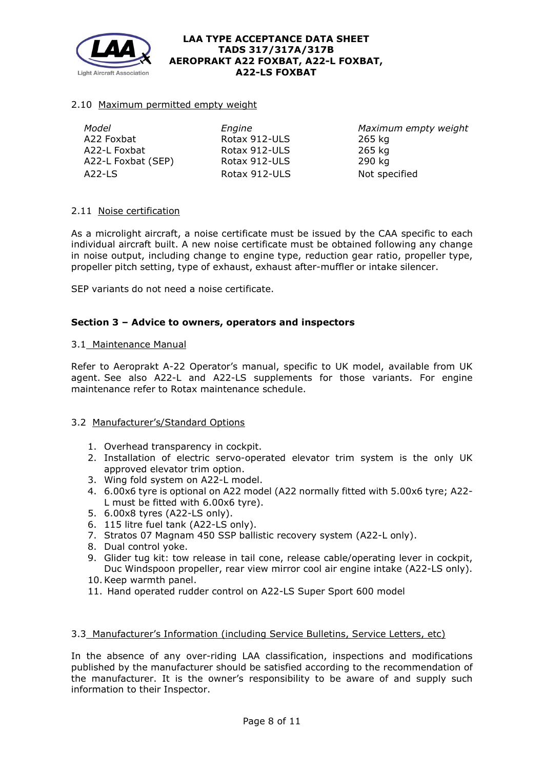2.10 Maximum permitted empty weight

| *Model* | *Engine* | *Maximum empty weight* |
|---|---|---|
| A22 Foxbat | Rotax 912-ULS | 265 kg |
| A22-L Foxbat | Rotax 912-ULS | 265 kg |
| A22-L Foxbat (SEP) | Rotax 912-ULS | 290 kg |
| A22-LS | Rotax 912-ULS | Not specified |

2.11 Noise certification

As a microlight aircraft, a noise certificate must be issued by the CAA specific to each individual aircraft built. A new noise certificate must be obtained following any change in noise output, including change to engine type, reduction gear ratio, propeller type, propeller pitch setting, type of exhaust, exhaust after-muffler or intake silencer.

SEP variants do not need a noise certificate.

## Section 3 – Advice to owners, operators and inspectors

3.1 Maintenance Manual

Refer to Aeroprakt A-22 Operator's manual, specific to UK model, available from UK agent. See also A22-L and A22-LS supplements for those variants. For engine maintenance refer to Rotax maintenance schedule.

3.2 Manufacturer's/Standard Options

1. Overhead transparency in cockpit.
2. Installation of electric servo-operated elevator trim system is the only UK approved elevator trim option.
3. Wing fold system on A22-L model.
4. 6.00x6 tyre is optional on A22 model (A22 normally fitted with 5.00x6 tyre; A22-L must be fitted with 6.00x6 tyre).
5. 6.00x8 tyres (A22-LS only).
6. 115 litre fuel tank (A22-LS only).
7. Stratos 07 Magnam 450 SSP ballistic recovery system (A22-L only).
8. Dual control yoke.
9. Glider tug kit: tow release in tail cone, release cable/operating lever in cockpit, Duc Windspoon propeller, rear view mirror cool air engine intake (A22-LS only).
10. Keep warmth panel.
11. Hand operated rudder control on A22-LS Super Sport 600 model

3.3 Manufacturer's Information (including Service Bulletins, Service Letters, etc)

In the absence of any over-riding LAA classification, inspections and modifications published by the manufacturer should be satisfied according to the recommendation of the manufacturer. It is the owner's responsibility to be aware of and supply such information to their Inspector.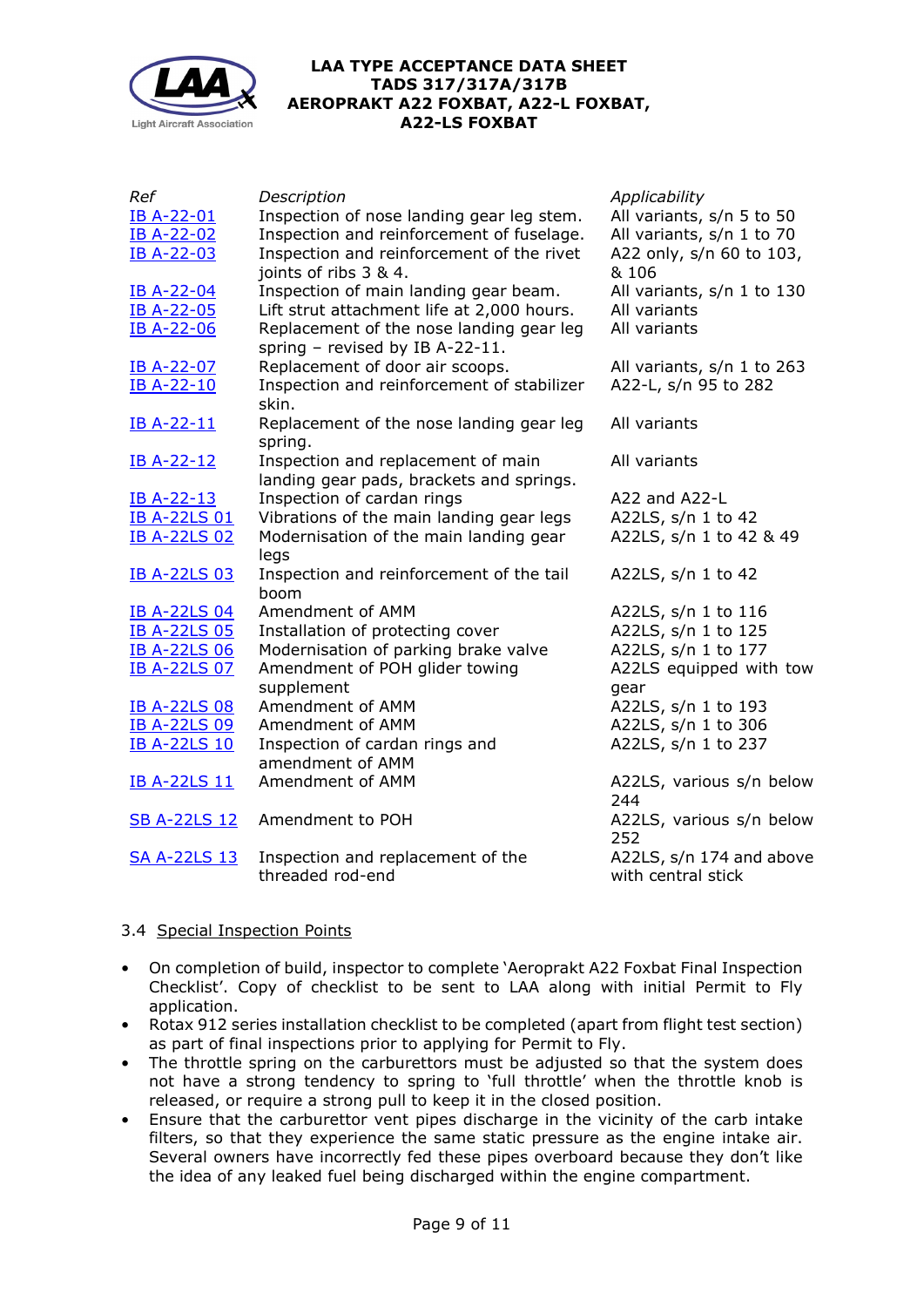| Ref | Description | Applicability |
|---|---|---|
| IB A-22-01 | Inspection of nose landing gear leg stem. | All variants, s/n 5 to 50 |
| IB A-22-02 | Inspection and reinforcement of fuselage. | All variants, s/n 1 to 70 |
| IB A-22-03 | Inspection and reinforcement of the rivet joints of ribs 3 & 4. | A22 only, s/n 60 to 103, & 106 |
| IB A-22-04 | Inspection of main landing gear beam. | All variants, s/n 1 to 130 |
| IB A-22-05 | Lift strut attachment life at 2,000 hours. | All variants |
| IB A-22-06 | Replacement of the nose landing gear leg spring – revised by IB A-22-11. | All variants |
| IB A-22-07 | Replacement of door air scoops. | All variants, s/n 1 to 263 |
| IB A-22-10 | Inspection and reinforcement of stabilizer skin. | A22-L, s/n 95 to 282 |
| IB A-22-11 | Replacement of the nose landing gear leg spring. | All variants |
| IB A-22-12 | Inspection and replacement of main landing gear pads, brackets and springs. | All variants |
| IB A-22-13 | Inspection of cardan rings | A22 and A22-L |
| IB A-22LS 01 | Vibrations of the main landing gear legs | A22LS, s/n 1 to 42 |
| IB A-22LS 02 | Modernisation of the main landing gear legs | A22LS, s/n 1 to 42 & 49 |
| IB A-22LS 03 | Inspection and reinforcement of the tail boom | A22LS, s/n 1 to 42 |
| IB A-22LS 04 | Amendment of AMM | A22LS, s/n 1 to 116 |
| IB A-22LS 05 | Installation of protecting cover | A22LS, s/n 1 to 125 |
| IB A-22LS 06 | Modernisation of parking brake valve | A22LS, s/n 1 to 177 |
| IB A-22LS 07 | Amendment of POH glider towing supplement | A22LS equipped with tow gear |
| IB A-22LS 08 | Amendment of AMM | A22LS, s/n 1 to 193 |
| IB A-22LS 09 | Amendment of AMM | A22LS, s/n 1 to 306 |
| IB A-22LS 10 | Inspection of cardan rings and amendment of AMM | A22LS, s/n 1 to 237 |
| IB A-22LS 11 | Amendment of AMM | A22LS, various s/n below 244 |
| SB A-22LS 12 | Amendment to POH | A22LS, various s/n below 252 |
| SA A-22LS 13 | Inspection and replacement of the threaded rod-end | A22LS, s/n 174 and above with central stick |

3.4 Special Inspection Points

- On completion of build, inspector to complete 'Aeroprakt A22 Foxbat Final Inspection Checklist'. Copy of checklist to be sent to LAA along with initial Permit to Fly application.
- Rotax 912 series installation checklist to be completed (apart from flight test section) as part of final inspections prior to applying for Permit to Fly.
- The throttle spring on the carburettors must be adjusted so that the system does not have a strong tendency to spring to 'full throttle' when the throttle knob is released, or require a strong pull to keep it in the closed position.
- Ensure that the carburettor vent pipes discharge in the vicinity of the carb intake filters, so that they experience the same static pressure as the engine intake air. Several owners have incorrectly fed these pipes overboard because they don't like the idea of any leaked fuel being discharged within the engine compartment.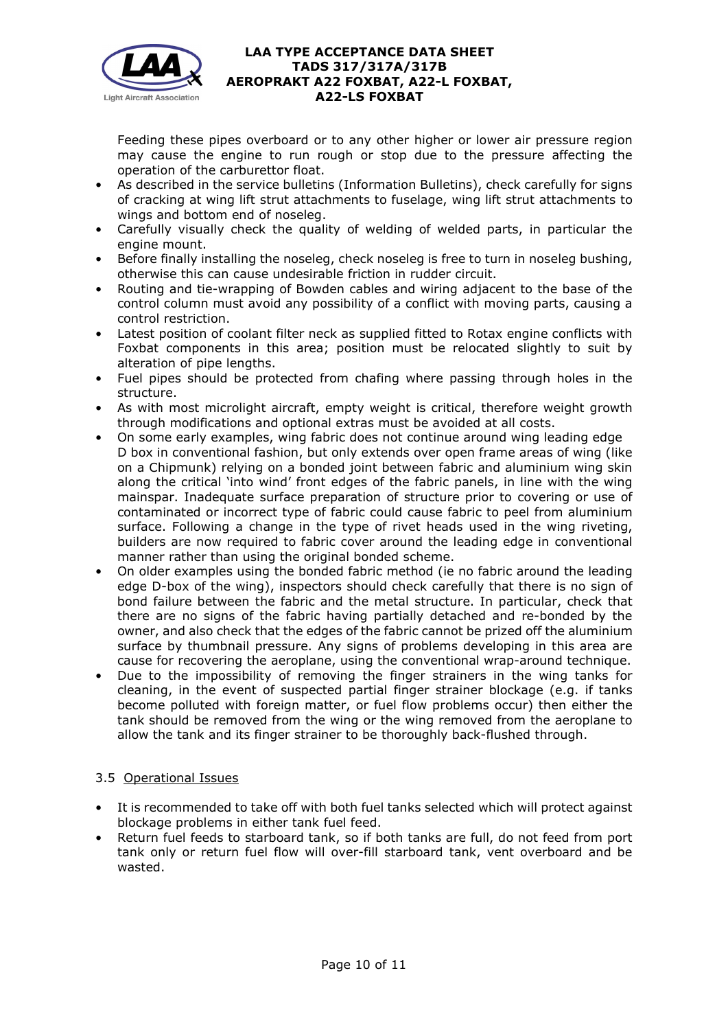Feeding these pipes overboard or to any other higher or lower air pressure region may cause the engine to run rough or stop due to the pressure affecting the operation of the carburettor float.

- As described in the service bulletins (Information Bulletins), check carefully for signs of cracking at wing lift strut attachments to fuselage, wing lift strut attachments to wings and bottom end of noseleg.
- Carefully visually check the quality of welding of welded parts, in particular the engine mount.
- Before finally installing the noseleg, check noseleg is free to turn in noseleg bushing, otherwise this can cause undesirable friction in rudder circuit.
- Routing and tie-wrapping of Bowden cables and wiring adjacent to the base of the control column must avoid any possibility of a conflict with moving parts, causing a control restriction.
- Latest position of coolant filter neck as supplied fitted to Rotax engine conflicts with Foxbat components in this area; position must be relocated slightly to suit by alteration of pipe lengths.
- Fuel pipes should be protected from chafing where passing through holes in the structure.
- As with most microlight aircraft, empty weight is critical, therefore weight growth through modifications and optional extras must be avoided at all costs.
- On some early examples, wing fabric does not continue around wing leading edge D box in conventional fashion, but only extends over open frame areas of wing (like on a Chipmunk) relying on a bonded joint between fabric and aluminium wing skin along the critical 'into wind' front edges of the fabric panels, in line with the wing mainspar. Inadequate surface preparation of structure prior to covering or use of contaminated or incorrect type of fabric could cause fabric to peel from aluminium surface. Following a change in the type of rivet heads used in the wing riveting, builders are now required to fabric cover around the leading edge in conventional manner rather than using the original bonded scheme.
- On older examples using the bonded fabric method (ie no fabric around the leading edge D-box of the wing), inspectors should check carefully that there is no sign of bond failure between the fabric and the metal structure. In particular, check that there are no signs of the fabric having partially detached and re-bonded by the owner, and also check that the edges of the fabric cannot be prized off the aluminium surface by thumbnail pressure. Any signs of problems developing in this area are cause for recovering the aeroplane, using the conventional wrap-around technique.
- Due to the impossibility of removing the finger strainers in the wing tanks for cleaning, in the event of suspected partial finger strainer blockage (e.g. if tanks become polluted with foreign matter, or fuel flow problems occur) then either the tank should be removed from the wing or the wing removed from the aeroplane to allow the tank and its finger strainer to be thoroughly back-flushed through.

### 3.5 Operational Issues

- It is recommended to take off with both fuel tanks selected which will protect against blockage problems in either tank fuel feed.
- Return fuel feeds to starboard tank, so if both tanks are full, do not feed from port tank only or return fuel flow will over-fill starboard tank, vent overboard and be wasted.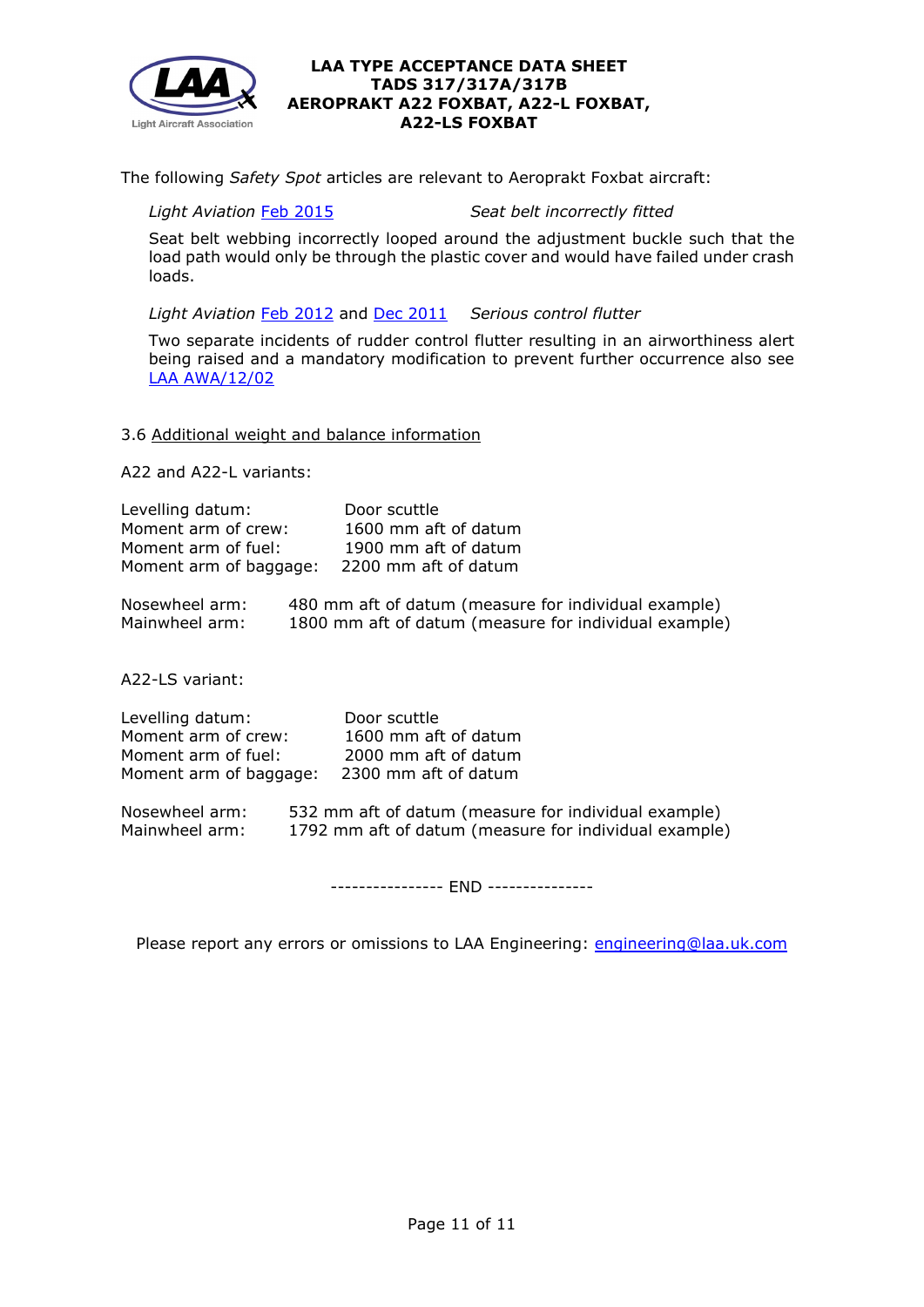The following *Safety Spot* articles are relevant to Aeroprakt Foxbat aircraft:

*Light Aviation* Feb 2015 *Seat belt incorrectly fitted*

Seat belt webbing incorrectly looped around the adjustment buckle such that the load path would only be through the plastic cover and would have failed under crash loads.

*Light Aviation* Feb 2012 and Dec 2011 *Serious control flutter*

Two separate incidents of rudder control flutter resulting in an airworthiness alert being raised and a mandatory modification to prevent further occurrence also see LAA AWA/12/02

3.6 Additional weight and balance information

A22 and A22-L variants:

Levelling datum: Door scuttle
Moment arm of crew: 1600 mm aft of datum
Moment arm of fuel: 1900 mm aft of datum
Moment arm of baggage: 2200 mm aft of datum

Nosewheel arm: 480 mm aft of datum (measure for individual example)
Mainwheel arm: 1800 mm aft of datum (measure for individual example)

A22-LS variant:

Levelling datum: Door scuttle
Moment arm of crew: 1600 mm aft of datum
Moment arm of fuel: 2000 mm aft of datum
Moment arm of baggage: 2300 mm aft of datum

Nosewheel arm: 532 mm aft of datum (measure for individual example)
Mainwheel arm: 1792 mm aft of datum (measure for individual example)

---------------- END ---------------

Please report any errors or omissions to LAA Engineering: engineering@laa.uk.com